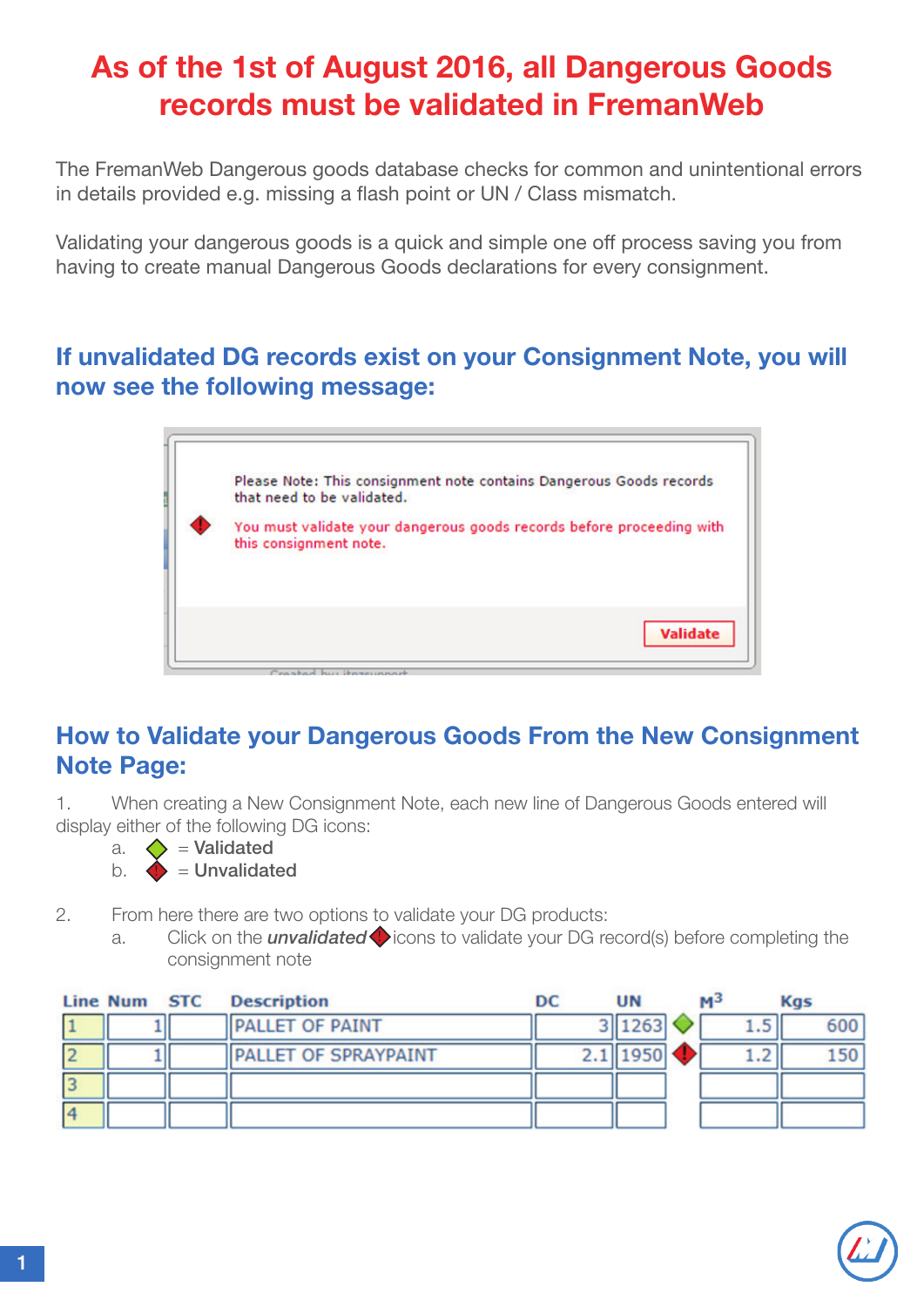# As of the 1st of August 2016, all Dangerous Goods records must be validated in FremanWeb

The FremanWeb Dangerous goods database checks for common and unintentional errors in details provided e.g. missing a flash point or UN / Class mismatch.

Validating your dangerous goods is a quick and simple one off process saving you from having to create manual Dangerous Goods declarations for every consignment.

## If unvalidated DG records exist on your Consignment Note, you will now see the following message:

Please Note: This consignment note contains Dangerous Goods records that need to be validated.

You must validate your dangerous goods records before proceeding with this consignment note.

Validate

## How to Validate your Dangerous Goods From the New Consignment Note Page:

1. When creating a New Consignment Note, each new line of Dangerous Goods entered will display either of the following DG icons:
   a. = **Validated**
   b. = **Unvalidated**

2. From here there are two options to validate your DG products:
   a. Click on the ***unvalidated*** icons to validate your DG record(s) before completing the consignment note

| Line | Num | STC | Description | DC | UN | | $M^3$ | Kgs |
|---|---|---|---|---|---|---|---|---|
| 1 | 1 | | PALLET OF PAINT | 3 | 1263 | Validated | 1.5 | 600 |
| 2 | 1 | | PALLET OF SPRAYPAINT | 2.1 | 1950 | Unvalidated | 1.2 | 150 |
| 3 | | | | | | | | |
| 4 | | | | | | | | |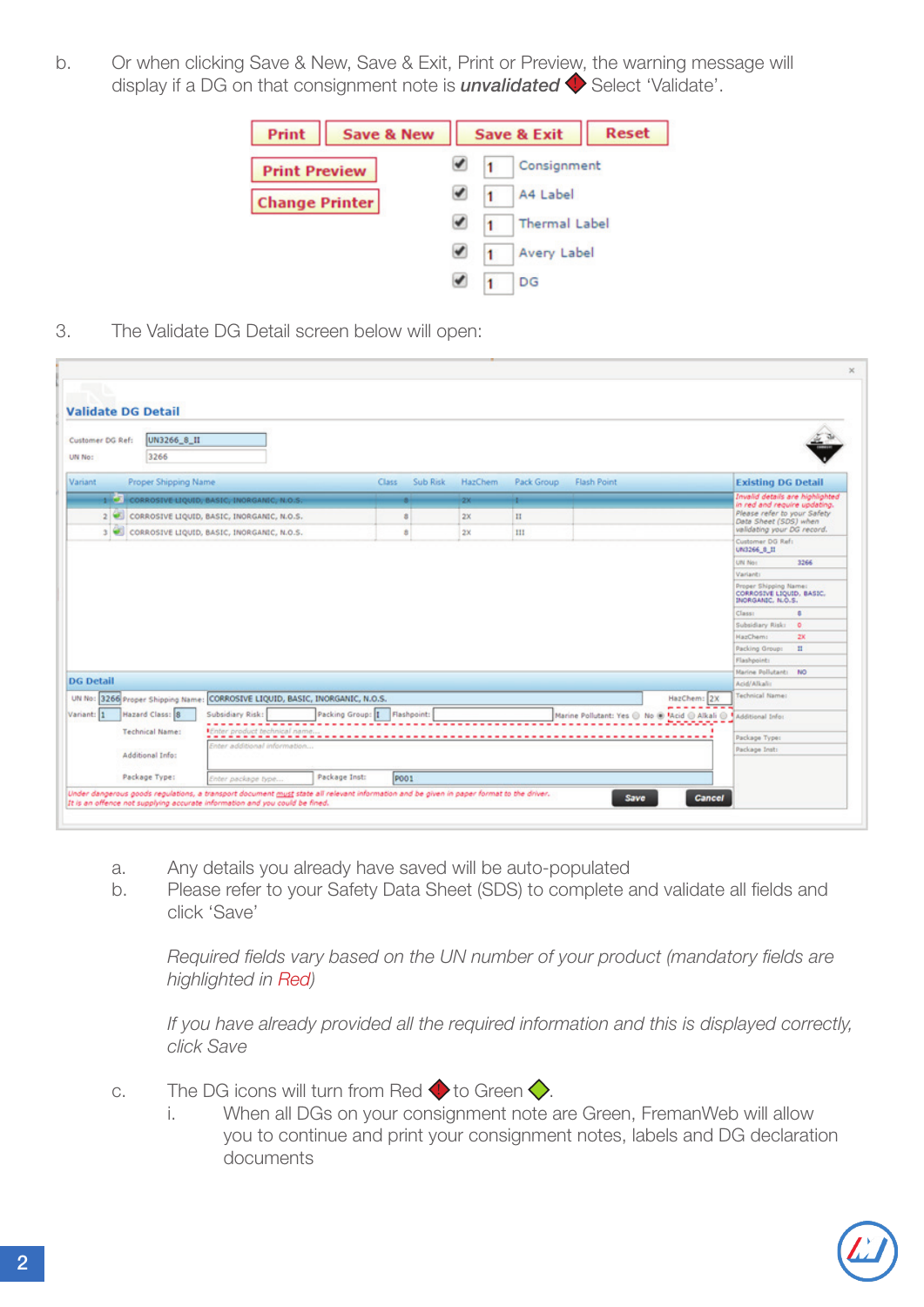b. Or when clicking Save & New, Save & Exit, Print or Preview, the warning message will display if a DG on that consignment note is ***unvalidated*** Select 'Validate'.

3. The Validate DG Detail screen below will open:

   a. Any details you already have saved will be auto-populated

   b. Please refer to your Safety Data Sheet (SDS) to complete and validate all fields and click 'Save'

   *Required fields vary based on the UN number of your product (mandatory fields are highlighted in Red)*

   *If you have already provided all the required information and this is displayed correctly, click Save*

   c. The DG icons will turn from Red to Green.

      i. When all DGs on your consignment note are Green, FremanWeb will allow you to continue and print your consignment notes, labels and DG declaration documents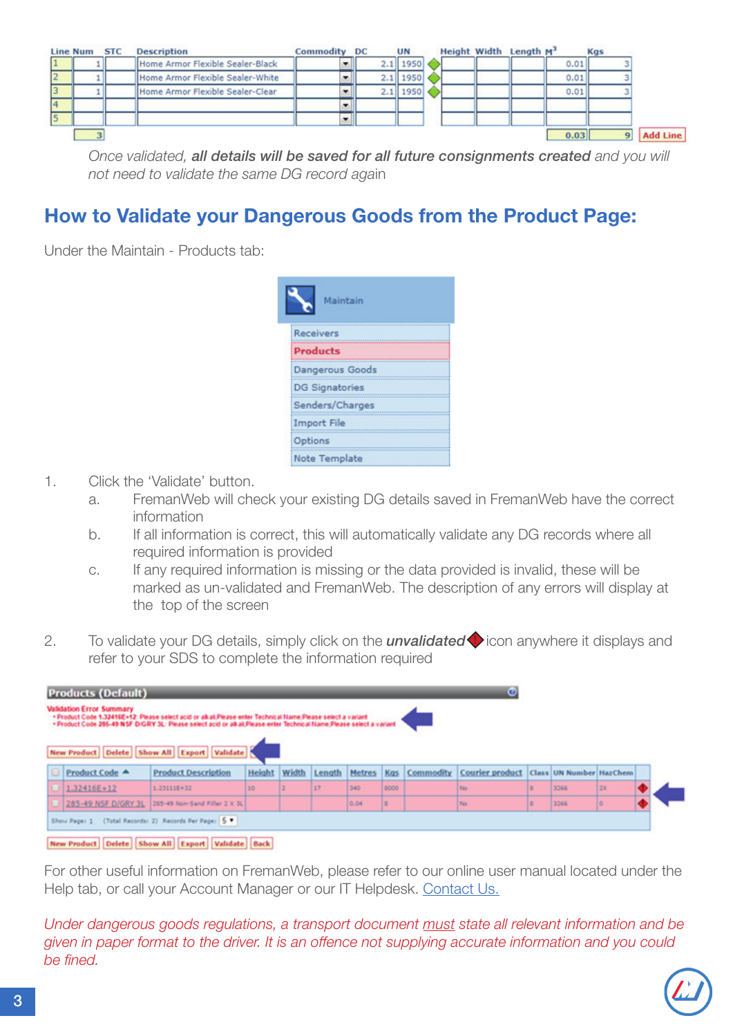| Line Num | STC | Description | Commodity | DC | UN | | Height | Width | Length | M³ | Kgs |
|---|---|---|---|---|---|---|---|---|---|---|---|
| 1 | 1 | Home Armor Flexible Sealer-Black | | 2.1 | 1950 | | | | | 0.01 | 3 |
| 2 | 1 | Home Armor Flexible Sealer-White | | 2.1 | 1950 | | | | | 0.01 | 3 |
| 3 | 1 | Home Armor Flexible Sealer-Clear | | 2.1 | 1950 | | | | | 0.01 | 3 |
| 4 | | | | | | | | | | | |
| 5 | | | | | | | | | | | |
| | 3 | | | | | | | | | 0.03 | 9 |

Add Line

*Once validated, **all details will be saved for all future consignments created** and you will not need to validate the same DG record again*

## How to Validate your Dangerous Goods from the Product Page:

Under the Maintain - Products tab:

Maintain
- Receivers
- Products
- Dangerous Goods
- DG Signatories
- Senders/Charges
- Import File
- Options
- Note Template

1. Click the 'Validate' button.
   a. FremanWeb will check your existing DG details saved in FremanWeb have the correct information
   b. If all information is correct, this will automatically validate any DG records where all required information is provided
   c. If any required information is missing or the data provided is invalid, these will be marked as un-validated and FremanWeb. The description of any errors will display at the top of the screen

2. To validate your DG details, simply click on the ***unvalidated*** icon anywhere it displays and refer to your SDS to complete the information required

**Products (Default)**

**Validation Error Summary**
- Product Code 1.32416E+12: Please select acid or alkali.Please enter Technical Name.Please select a variant
- Product Code 285-49 NSF D/GRY 3L: Please select acid or alkali.Please enter Technical Name.Please select a variant

New Product | Delete | Show All | Export | Validate

| | Product Code | Product Description | Height | Width | Length | Metres | Kgs | Commodity | Courier product | Class | UN Number | HazChem | |
|---|---|---|---|---|---|---|---|---|---|---|---|---|---|
| | 1.32416E+12 | 1.23111E+32 | 10 | 2 | 17 | 340 | 8000 | | No | 8 | 3266 | 2X | |
| | 285-49 NSF D/GRY 3L | 285-49 Non-Sand Filler 2 X 3L | | | | 0.04 | 8 | | No | 8 | 3266 | 0 | |

Show Page: 1 (Total Records: 2) Records Per Page: 5

New Product | Delete | Show All | Export | Validate | Back

For other useful information on FremanWeb, please refer to our online user manual located under the Help tab, or call your Account Manager or our IT Helpdesk. Contact Us.

*Under dangerous goods regulations, a transport document must state all relevant information and be given in paper format to the driver. It is an offence not supplying accurate information and you could be fined.*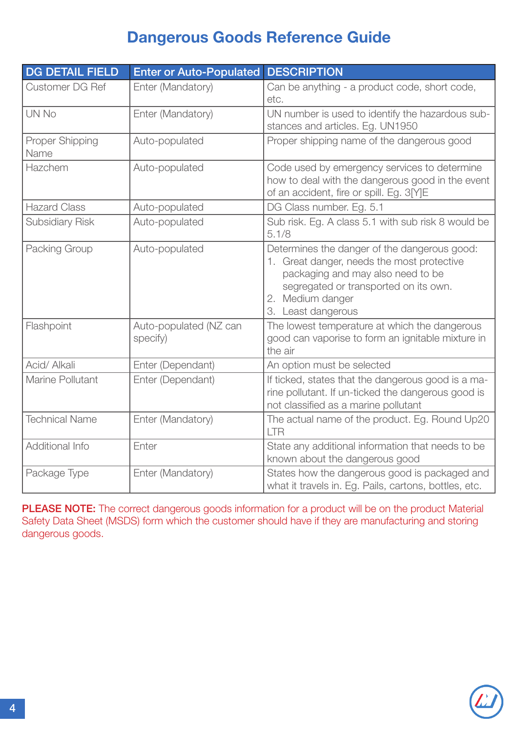# Dangerous Goods Reference Guide

| DG DETAIL FIELD | Enter or Auto-Populated | DESCRIPTION |
|---|---|---|
| Customer DG Ref | Enter (Mandatory) | Can be anything - a product code, short code, etc. |
| UN No | Enter (Mandatory) | UN number is used to identify the hazardous substances and articles. Eg. UN1950 |
| Proper Shipping Name | Auto-populated | Proper shipping name of the dangerous good |
| Hazchem | Auto-populated | Code used by emergency services to determine how to deal with the dangerous good in the event of an accident, fire or spill. Eg. 3[Y]E |
| Hazard Class | Auto-populated | DG Class number. Eg. 5.1 |
| Subsidiary Risk | Auto-populated | Sub risk. Eg. A class 5.1 with sub risk 8 would be 5.1/8 |
| Packing Group | Auto-populated | Determines the danger of the dangerous good:<br>1. Great danger, needs the most protective packaging and may also need to be segregated or transported on its own.<br>2. Medium danger<br>3. Least dangerous |
| Flashpoint | Auto-populated (NZ can specify) | The lowest temperature at which the dangerous good can vaporise to form an ignitable mixture in the air |
| Acid/ Alkali | Enter (Dependant) | An option must be selected |
| Marine Pollutant | Enter (Dependant) | If ticked, states that the dangerous good is a marine pollutant. If un-ticked the dangerous good is not classified as a marine pollutant |
| Technical Name | Enter (Mandatory) | The actual name of the product. Eg. Round Up20 LTR |
| Additional Info | Enter | State any additional information that needs to be known about the dangerous good |
| Package Type | Enter (Mandatory) | States how the dangerous good is packaged and what it travels in. Eg. Pails, cartons, bottles, etc. |

**PLEASE NOTE:** The correct dangerous goods information for a product will be on the product Material Safety Data Sheet (MSDS) form which the customer should have if they are manufacturing and storing dangerous goods.